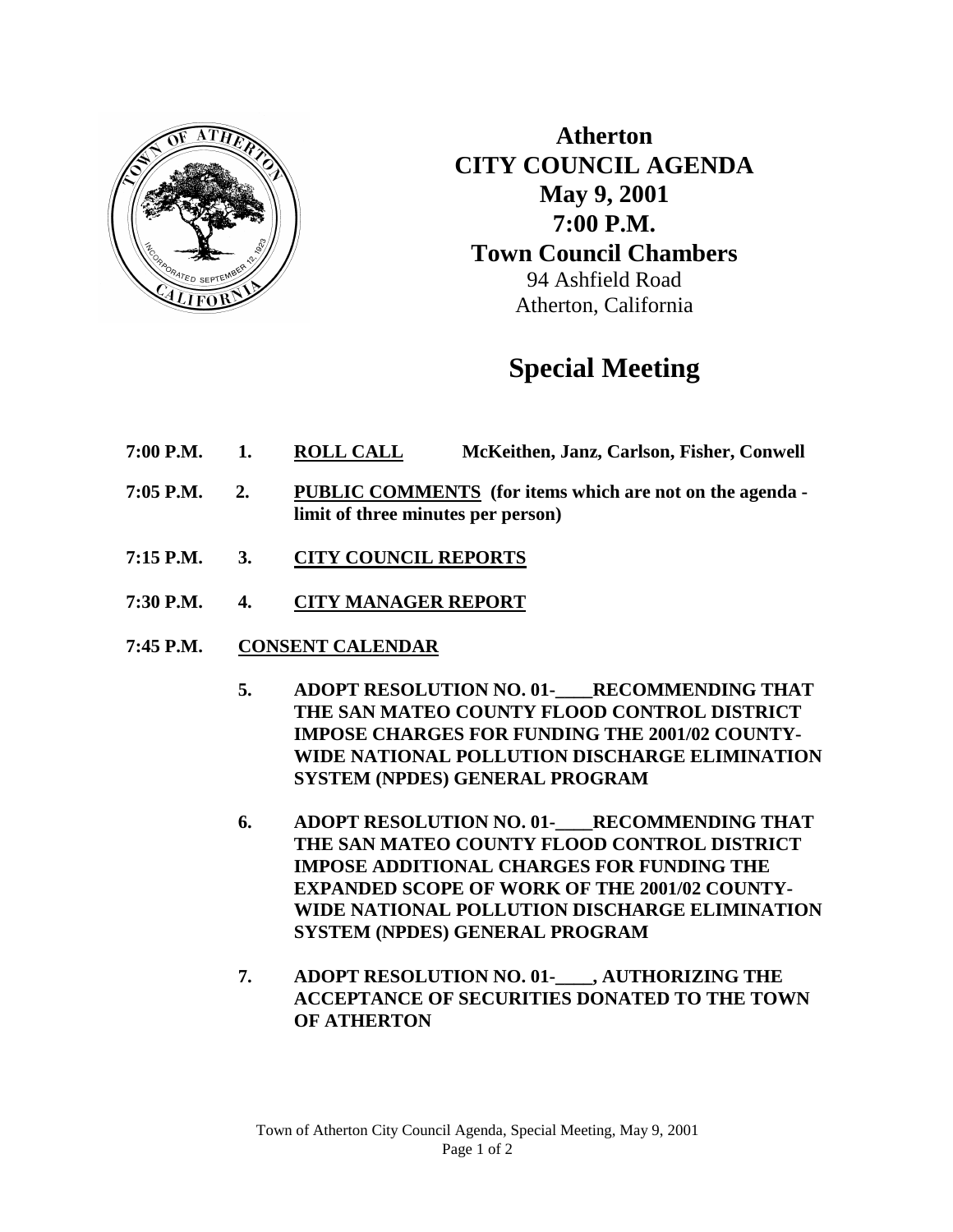# Atherton
# CITY COUNCIL AGENDA
## May 9, 2001
## 7:00 P.M.
## Town Council Chambers

94 Ashfield Road
Atherton, California

# Special Meeting

**7:00 P.M. 1. ROLL CALL McKeithen, Janz, Carlson, Fisher, Conwell**

**7:05 P.M. 2. PUBLIC COMMENTS (for items which are not on the agenda - limit of three minutes per person)**

**7:15 P.M. 3. CITY COUNCIL REPORTS**

**7:30 P.M. 4. CITY MANAGER REPORT**

**7:45 P.M. CONSENT CALENDAR**

**5. ADOPT RESOLUTION NO. 01-____RECOMMENDING THAT THE SAN MATEO COUNTY FLOOD CONTROL DISTRICT IMPOSE CHARGES FOR FUNDING THE 2001/02 COUNTY-WIDE NATIONAL POLLUTION DISCHARGE ELIMINATION SYSTEM (NPDES) GENERAL PROGRAM**

**6. ADOPT RESOLUTION NO. 01-____RECOMMENDING THAT THE SAN MATEO COUNTY FLOOD CONTROL DISTRICT IMPOSE ADDITIONAL CHARGES FOR FUNDING THE EXPANDED SCOPE OF WORK OF THE 2001/02 COUNTY-WIDE NATIONAL POLLUTION DISCHARGE ELIMINATION SYSTEM (NPDES) GENERAL PROGRAM**

**7. ADOPT RESOLUTION NO. 01-____, AUTHORIZING THE ACCEPTANCE OF SECURITIES DONATED TO THE TOWN OF ATHERTON**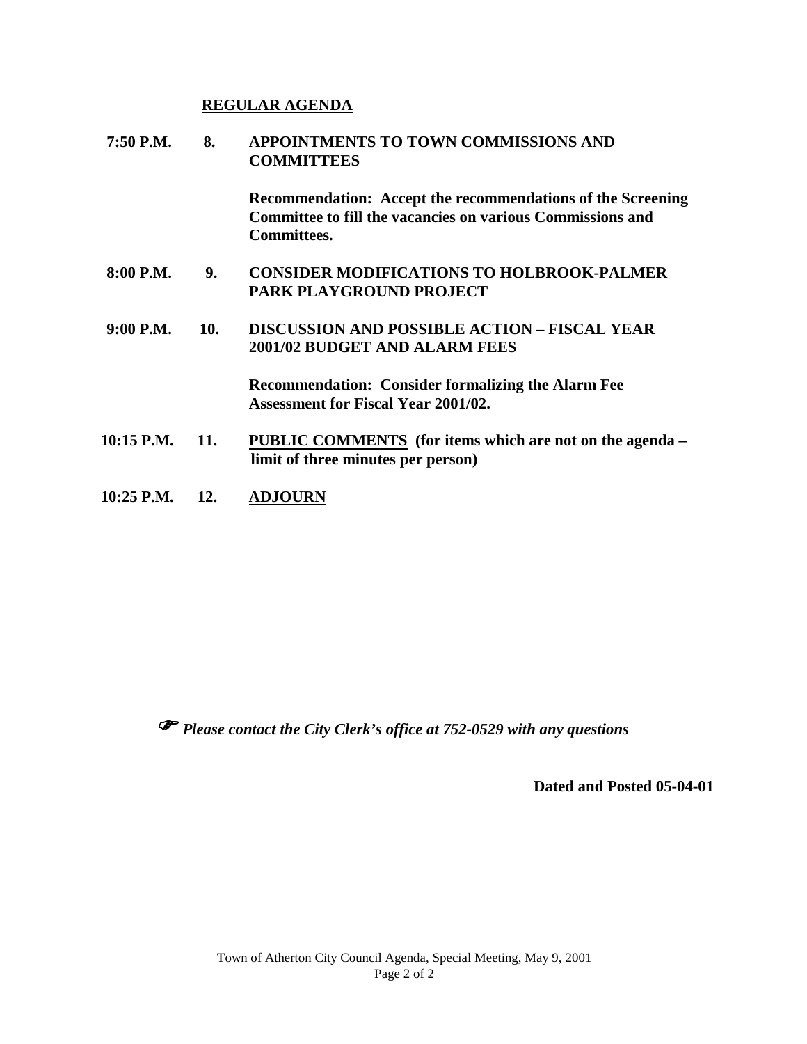## REGULAR AGENDA

**7:50 P.M. 8. APPOINTMENTS TO TOWN COMMISSIONS AND COMMITTEES**

**Recommendation: Accept the recommendations of the Screening Committee to fill the vacancies on various Commissions and Committees.**

**8:00 P.M. 9. CONSIDER MODIFICATIONS TO HOLBROOK-PALMER PARK PLAYGROUND PROJECT**

**9:00 P.M. 10. DISCUSSION AND POSSIBLE ACTION – FISCAL YEAR 2001/02 BUDGET AND ALARM FEES**

**Recommendation: Consider formalizing the Alarm Fee Assessment for Fiscal Year 2001/02.**

**10:15 P.M. 11. PUBLIC COMMENTS (for items which are not on the agenda – limit of three minutes per person)**

**10:25 P.M. 12. ADJOURN**

☞ ***Please contact the City Clerk's office at 752-0529 with any questions***

**Dated and Posted 05-04-01**

Town of Atherton City Council Agenda, Special Meeting, May 9, 2001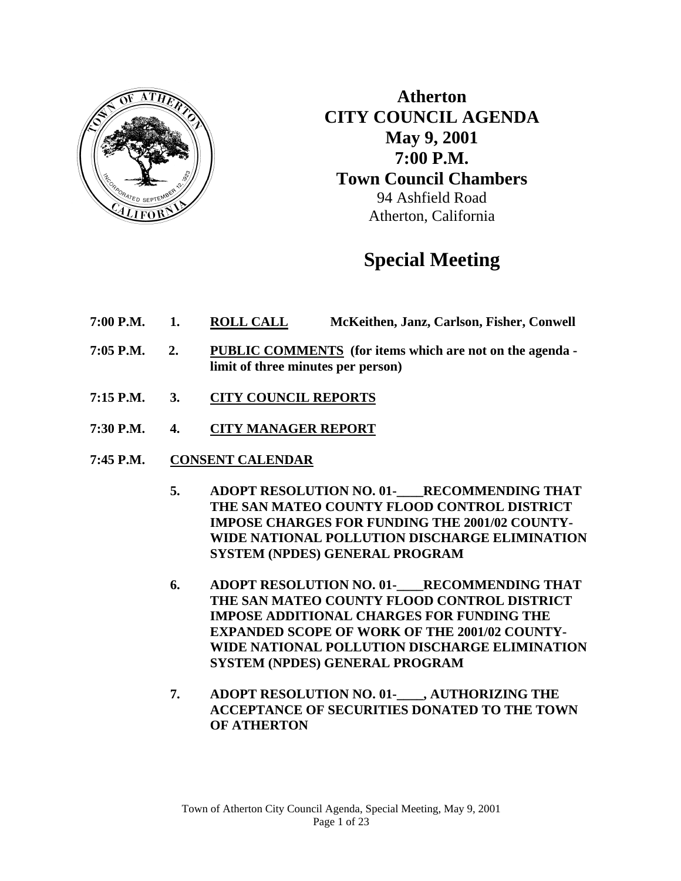# Atherton
# CITY COUNCIL AGENDA
## May 9, 2001
## 7:00 P.M.
## Town Council Chambers

94 Ashfield Road
Atherton, California

# Special Meeting

**7:00 P.M. 1. ROLL CALL McKeithen, Janz, Carlson, Fisher, Conwell**

**7:05 P.M. 2. PUBLIC COMMENTS (for items which are not on the agenda - limit of three minutes per person)**

**7:15 P.M. 3. CITY COUNCIL REPORTS**

**7:30 P.M. 4. CITY MANAGER REPORT**

**7:45 P.M. CONSENT CALENDAR**

**5. ADOPT RESOLUTION NO. 01-____RECOMMENDING THAT THE SAN MATEO COUNTY FLOOD CONTROL DISTRICT IMPOSE CHARGES FOR FUNDING THE 2001/02 COUNTY-WIDE NATIONAL POLLUTION DISCHARGE ELIMINATION SYSTEM (NPDES) GENERAL PROGRAM**

**6. ADOPT RESOLUTION NO. 01-____RECOMMENDING THAT THE SAN MATEO COUNTY FLOOD CONTROL DISTRICT IMPOSE ADDITIONAL CHARGES FOR FUNDING THE EXPANDED SCOPE OF WORK OF THE 2001/02 COUNTY-WIDE NATIONAL POLLUTION DISCHARGE ELIMINATION SYSTEM (NPDES) GENERAL PROGRAM**

**7. ADOPT RESOLUTION NO. 01-____, AUTHORIZING THE ACCEPTANCE OF SECURITIES DONATED TO THE TOWN OF ATHERTON**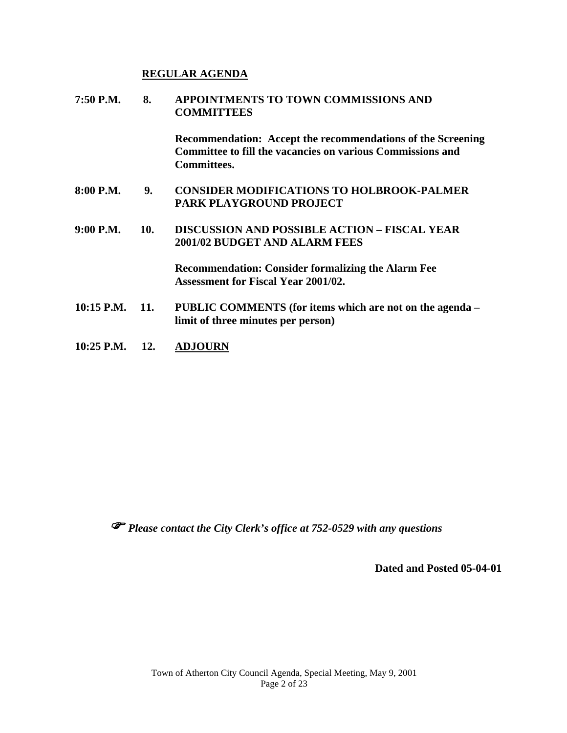## REGULAR AGENDA

**7:50 P.M. 8. APPOINTMENTS TO TOWN COMMISSIONS AND COMMITTEES**

**Recommendation: Accept the recommendations of the Screening Committee to fill the vacancies on various Commissions and Committees.**

**8:00 P.M. 9. CONSIDER MODIFICATIONS TO HOLBROOK-PALMER PARK PLAYGROUND PROJECT**

**9:00 P.M. 10. DISCUSSION AND POSSIBLE ACTION – FISCAL YEAR 2001/02 BUDGET AND ALARM FEES**

**Recommendation: Consider formalizing the Alarm Fee Assessment for Fiscal Year 2001/02.**

**10:15 P.M. 11. PUBLIC COMMENTS (for items which are not on the agenda – limit of three minutes per person)**

**10:25 P.M. 12. ADJOURN**

☞ ***Please contact the City Clerk's office at 752-0529 with any questions***

**Dated and Posted 05-04-01**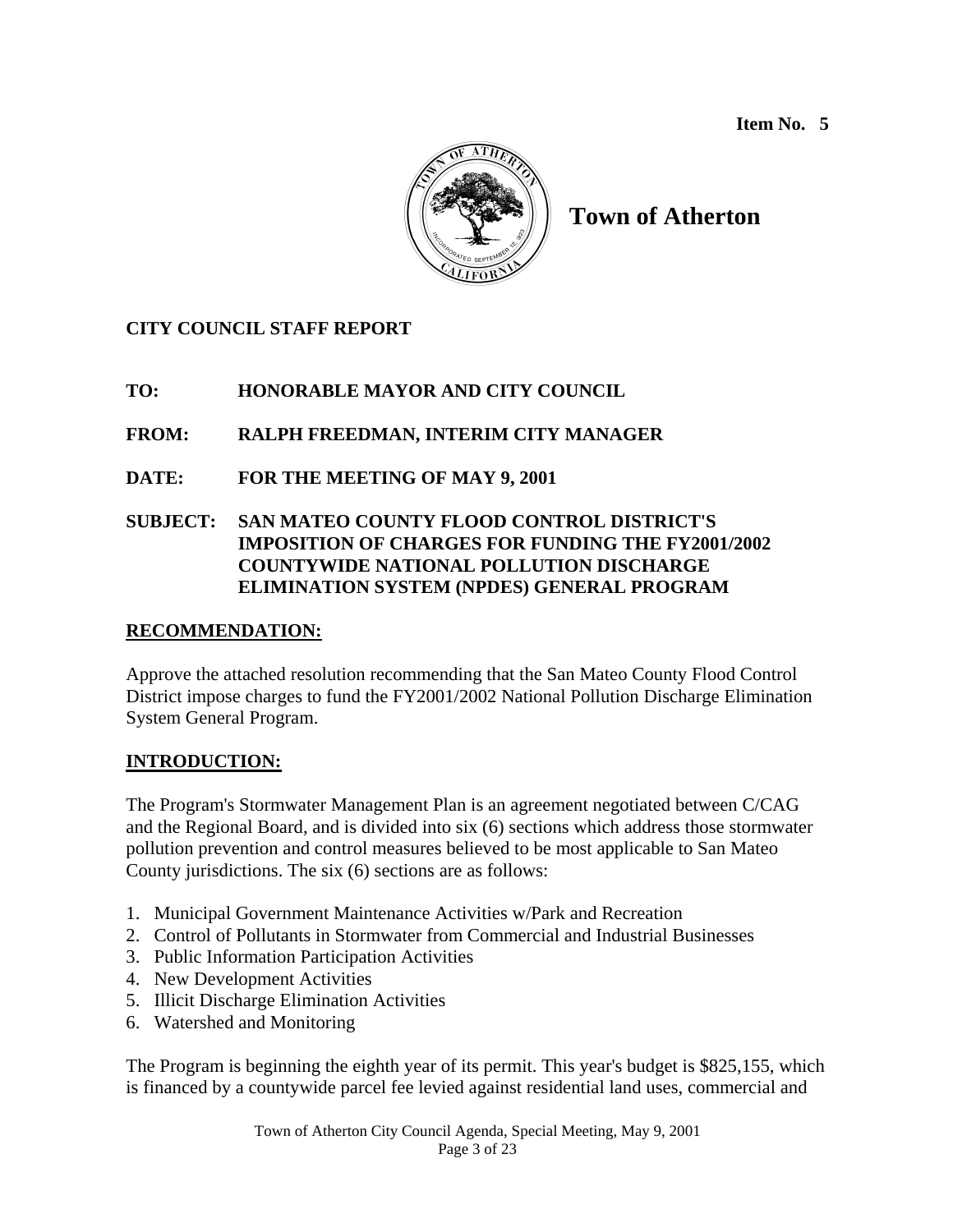**Item No. 5**

# Town of Atherton

**CITY COUNCIL STAFF REPORT**

**TO:** HONORABLE MAYOR AND CITY COUNCIL

**FROM:** RALPH FREEDMAN, INTERIM CITY MANAGER

**DATE:** FOR THE MEETING OF MAY 9, 2001

**SUBJECT:** SAN MATEO COUNTY FLOOD CONTROL DISTRICT'S IMPOSITION OF CHARGES FOR FUNDING THE FY2001/2002 COUNTYWIDE NATIONAL POLLUTION DISCHARGE ELIMINATION SYSTEM (NPDES) GENERAL PROGRAM

## RECOMMENDATION:

Approve the attached resolution recommending that the San Mateo County Flood Control District impose charges to fund the FY2001/2002 National Pollution Discharge Elimination System General Program.

## INTRODUCTION:

The Program's Stormwater Management Plan is an agreement negotiated between C/CAG and the Regional Board, and is divided into six (6) sections which address those stormwater pollution prevention and control measures believed to be most applicable to San Mateo County jurisdictions. The six (6) sections are as follows:

1. Municipal Government Maintenance Activities w/Park and Recreation
2. Control of Pollutants in Stormwater from Commercial and Industrial Businesses
3. Public Information Participation Activities
4. New Development Activities
5. Illicit Discharge Elimination Activities
6. Watershed and Monitoring

The Program is beginning the eighth year of its permit. This year's budget is $825,155, which is financed by a countywide parcel fee levied against residential land uses, commercial and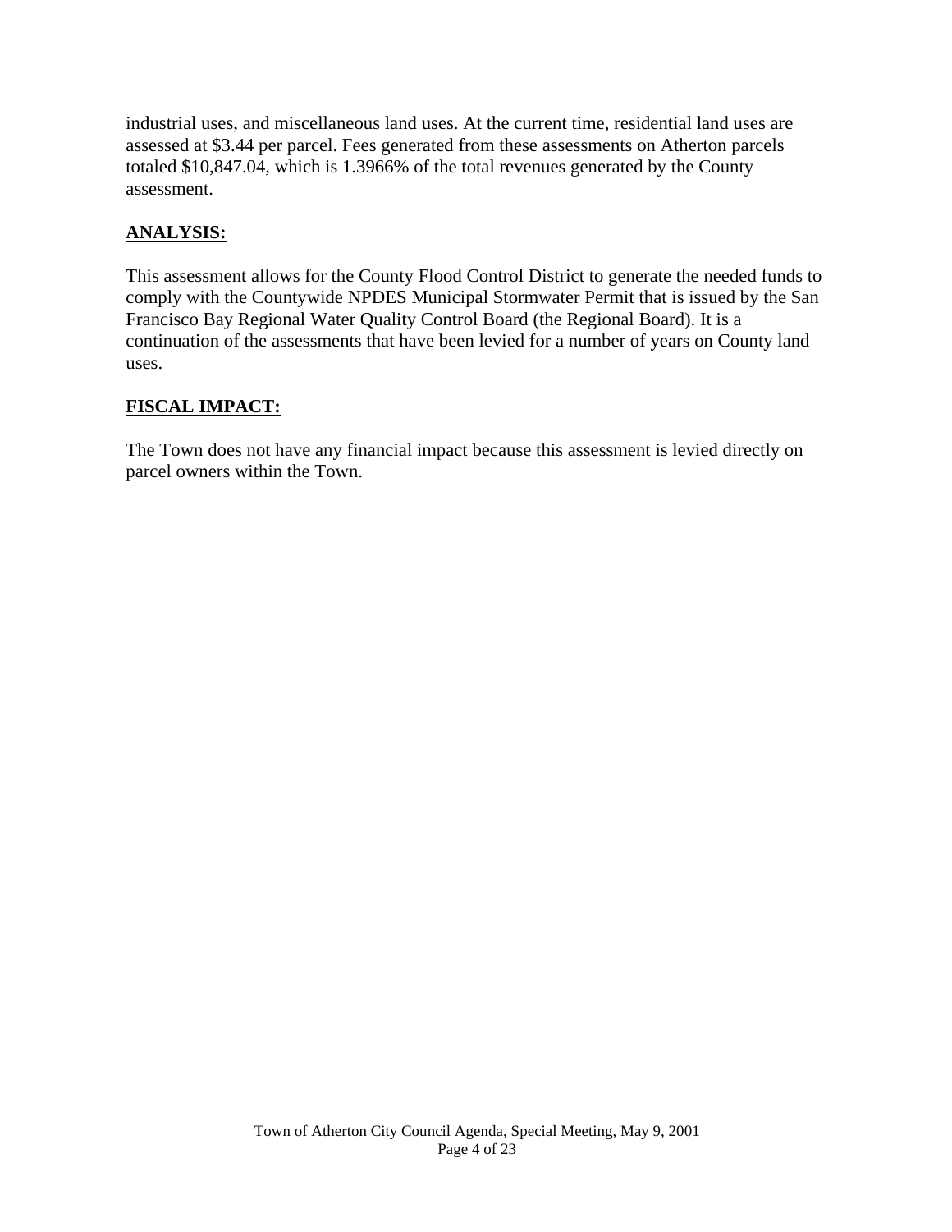industrial uses, and miscellaneous land uses. At the current time, residential land uses are assessed at $3.44 per parcel. Fees generated from these assessments on Atherton parcels totaled $10,847.04, which is 1.3966% of the total revenues generated by the County assessment.

## ANALYSIS:

This assessment allows for the County Flood Control District to generate the needed funds to comply with the Countywide NPDES Municipal Stormwater Permit that is issued by the San Francisco Bay Regional Water Quality Control Board (the Regional Board). It is a continuation of the assessments that have been levied for a number of years on County land uses.

## FISCAL IMPACT:

The Town does not have any financial impact because this assessment is levied directly on parcel owners within the Town.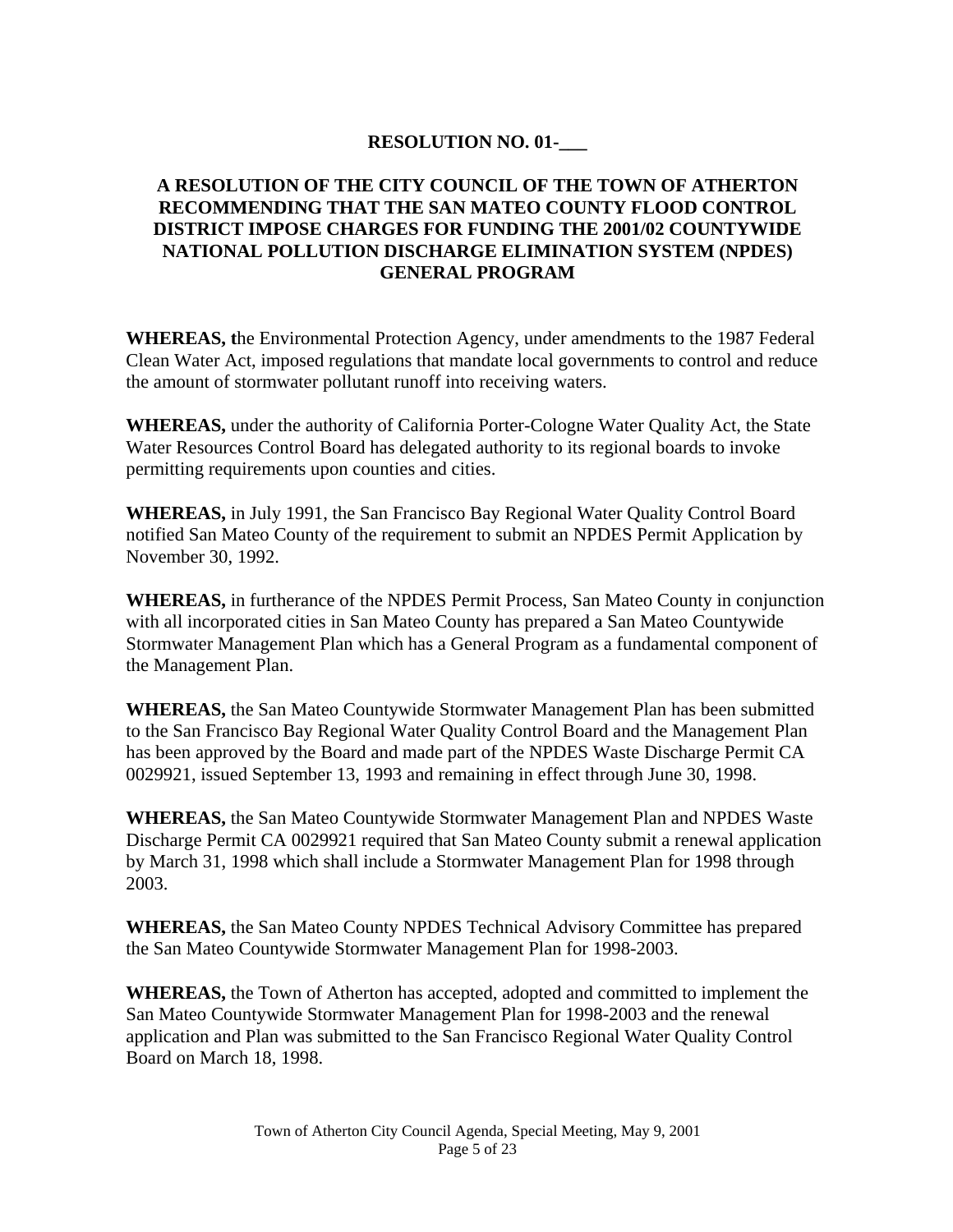**RESOLUTION NO. 01-___**

**A RESOLUTION OF THE CITY COUNCIL OF THE TOWN OF ATHERTON RECOMMENDING THAT THE SAN MATEO COUNTY FLOOD CONTROL DISTRICT IMPOSE CHARGES FOR FUNDING THE 2001/02 COUNTYWIDE NATIONAL POLLUTION DISCHARGE ELIMINATION SYSTEM (NPDES) GENERAL PROGRAM**

**WHEREAS, t**he Environmental Protection Agency, under amendments to the 1987 Federal Clean Water Act, imposed regulations that mandate local governments to control and reduce the amount of stormwater pollutant runoff into receiving waters.

**WHEREAS,** under the authority of California Porter-Cologne Water Quality Act, the State Water Resources Control Board has delegated authority to its regional boards to invoke permitting requirements upon counties and cities.

**WHEREAS,** in July 1991, the San Francisco Bay Regional Water Quality Control Board notified San Mateo County of the requirement to submit an NPDES Permit Application by November 30, 1992.

**WHEREAS,** in furtherance of the NPDES Permit Process, San Mateo County in conjunction with all incorporated cities in San Mateo County has prepared a San Mateo Countywide Stormwater Management Plan which has a General Program as a fundamental component of the Management Plan.

**WHEREAS,** the San Mateo Countywide Stormwater Management Plan has been submitted to the San Francisco Bay Regional Water Quality Control Board and the Management Plan has been approved by the Board and made part of the NPDES Waste Discharge Permit CA 0029921, issued September 13, 1993 and remaining in effect through June 30, 1998.

**WHEREAS,** the San Mateo Countywide Stormwater Management Plan and NPDES Waste Discharge Permit CA 0029921 required that San Mateo County submit a renewal application by March 31, 1998 which shall include a Stormwater Management Plan for 1998 through 2003.

**WHEREAS,** the San Mateo County NPDES Technical Advisory Committee has prepared the San Mateo Countywide Stormwater Management Plan for 1998-2003.

**WHEREAS,** the Town of Atherton has accepted, adopted and committed to implement the San Mateo Countywide Stormwater Management Plan for 1998-2003 and the renewal application and Plan was submitted to the San Francisco Regional Water Quality Control Board on March 18, 1998.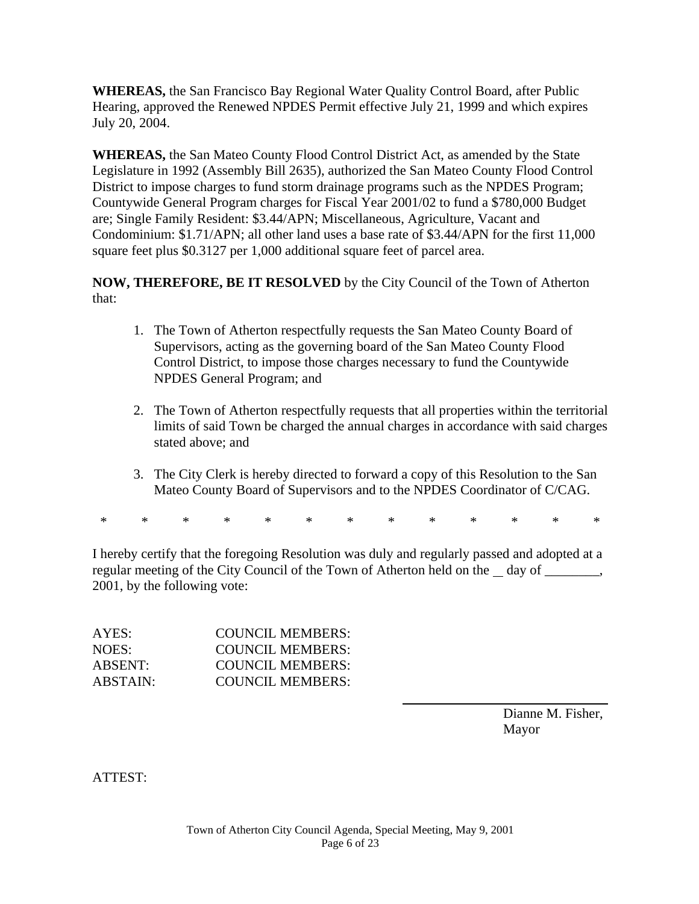**WHEREAS,** the San Francisco Bay Regional Water Quality Control Board, after Public Hearing, approved the Renewed NPDES Permit effective July 21, 1999 and which expires July 20, 2004.

**WHEREAS,** the San Mateo County Flood Control District Act, as amended by the State Legislature in 1992 (Assembly Bill 2635), authorized the San Mateo County Flood Control District to impose charges to fund storm drainage programs such as the NPDES Program; Countywide General Program charges for Fiscal Year 2001/02 to fund a $780,000 Budget are; Single Family Resident: $3.44/APN; Miscellaneous, Agriculture, Vacant and Condominium: $1.71/APN; all other land uses a base rate of $3.44/APN for the first 11,000 square feet plus $0.3127 per 1,000 additional square feet of parcel area.

**NOW, THEREFORE, BE IT RESOLVED** by the City Council of the Town of Atherton that:

1. The Town of Atherton respectfully requests the San Mateo County Board of Supervisors, acting as the governing board of the San Mateo County Flood Control District, to impose those charges necessary to fund the Countywide NPDES General Program; and

2. The Town of Atherton respectfully requests that all properties within the territorial limits of said Town be charged the annual charges in accordance with said charges stated above; and

3. The City Clerk is hereby directed to forward a copy of this Resolution to the San Mateo County Board of Supervisors and to the NPDES Coordinator of C/CAG.

\* \* \* \* \* \* \* \* \* \* \* \* \*

I hereby certify that the foregoing Resolution was duly and regularly passed and adopted at a regular meeting of the City Council of the Town of Atherton held on the \_ day of \_\_\_\_\_\_\_\_, 2001, by the following vote:

AYES: COUNCIL MEMBERS:
NOES: COUNCIL MEMBERS:
ABSENT: COUNCIL MEMBERS:
ABSTAIN: COUNCIL MEMBERS:

\_\_\_\_\_\_\_\_\_\_\_\_\_\_\_\_\_\_\_\_\_\_\_\_\_\_
Dianne M. Fisher,
Mayor

ATTEST: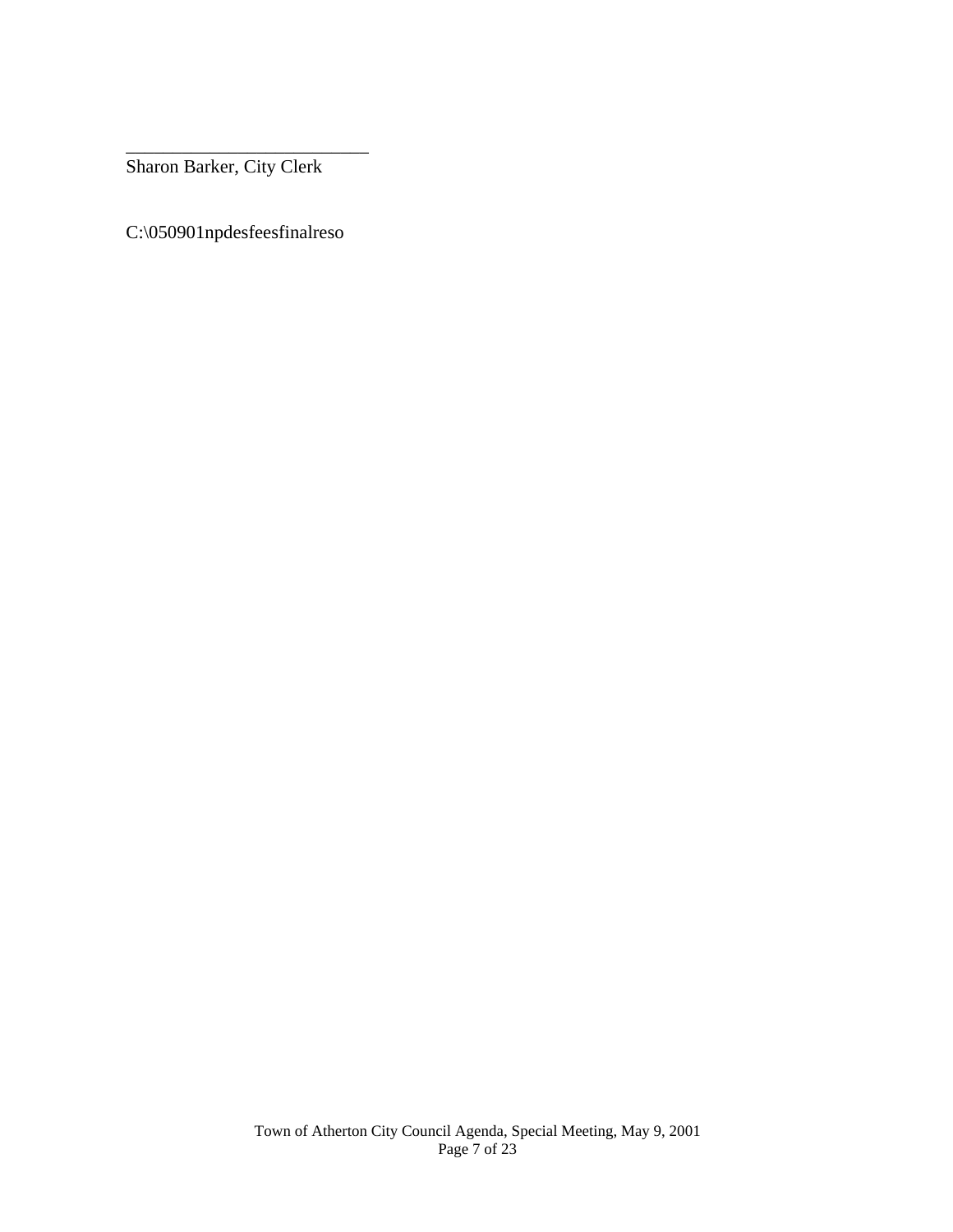\_\_\_\_\_\_\_\_\_\_\_\_\_\_\_\_\_\_\_\_\_\_\_\_\_\_\_

Sharon Barker, City Clerk

C:\050901npdesfeesfinalreso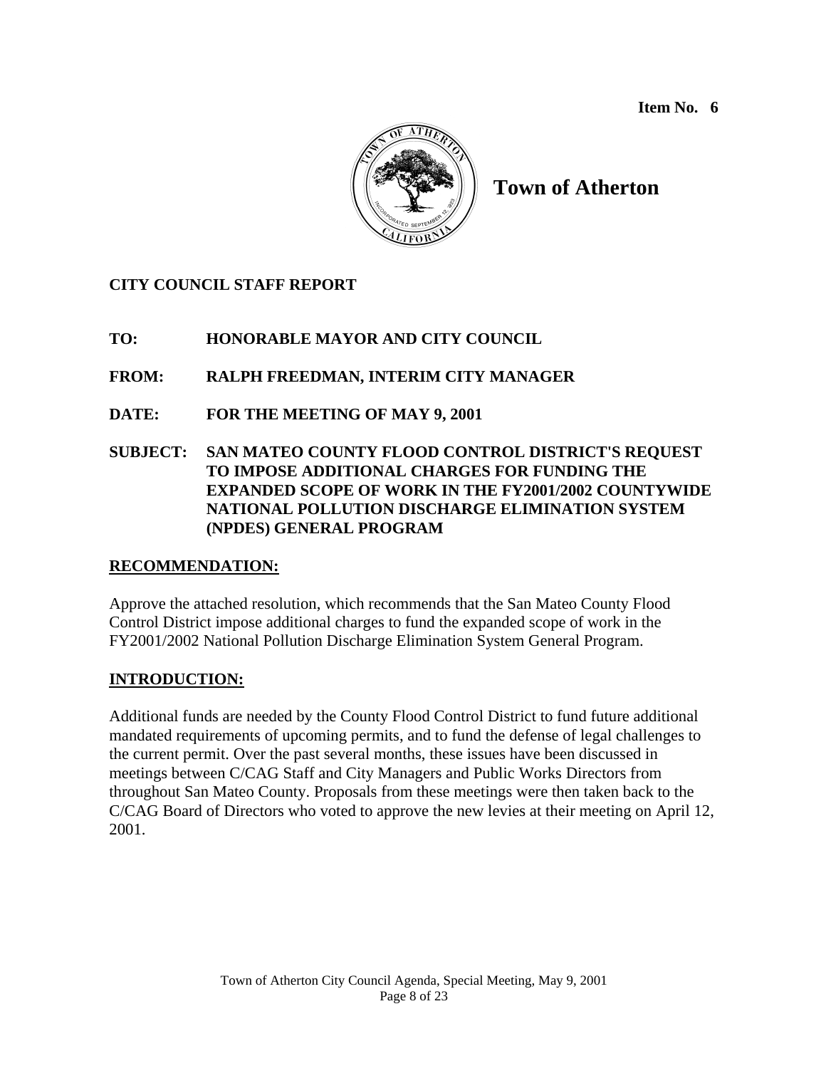**Item No. 6**

# Town of Atherton

**CITY COUNCIL STAFF REPORT**

**TO:** HONORABLE MAYOR AND CITY COUNCIL

**FROM:** RALPH FREEDMAN, INTERIM CITY MANAGER

**DATE:** FOR THE MEETING OF MAY 9, 2001

**SUBJECT:** SAN MATEO COUNTY FLOOD CONTROL DISTRICT'S REQUEST TO IMPOSE ADDITIONAL CHARGES FOR FUNDING THE EXPANDED SCOPE OF WORK IN THE FY2001/2002 COUNTYWIDE NATIONAL POLLUTION DISCHARGE ELIMINATION SYSTEM (NPDES) GENERAL PROGRAM

## RECOMMENDATION:

Approve the attached resolution, which recommends that the San Mateo County Flood Control District impose additional charges to fund the expanded scope of work in the FY2001/2002 National Pollution Discharge Elimination System General Program.

## INTRODUCTION:

Additional funds are needed by the County Flood Control District to fund future additional mandated requirements of upcoming permits, and to fund the defense of legal challenges to the current permit. Over the past several months, these issues have been discussed in meetings between C/CAG Staff and City Managers and Public Works Directors from throughout San Mateo County. Proposals from these meetings were then taken back to the C/CAG Board of Directors who voted to approve the new levies at their meeting on April 12, 2001.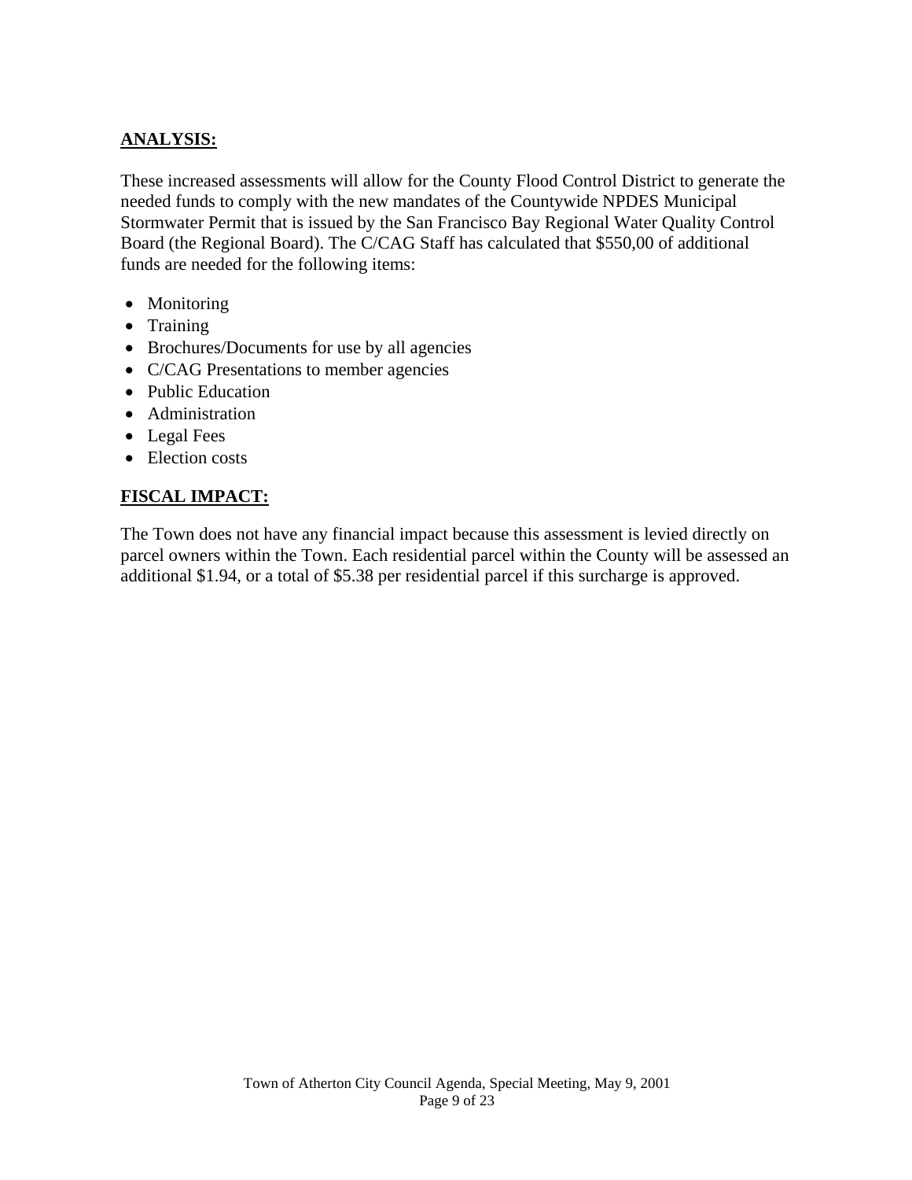## ANALYSIS:

These increased assessments will allow for the County Flood Control District to generate the needed funds to comply with the new mandates of the Countywide NPDES Municipal Stormwater Permit that is issued by the San Francisco Bay Regional Water Quality Control Board (the Regional Board). The C/CAG Staff has calculated that $550,00 of additional funds are needed for the following items:

- Monitoring
- Training
- Brochures/Documents for use by all agencies
- C/CAG Presentations to member agencies
- Public Education
- Administration
- Legal Fees
- Election costs

## FISCAL IMPACT:

The Town does not have any financial impact because this assessment is levied directly on parcel owners within the Town. Each residential parcel within the County will be assessed an additional $1.94, or a total of $5.38 per residential parcel if this surcharge is approved.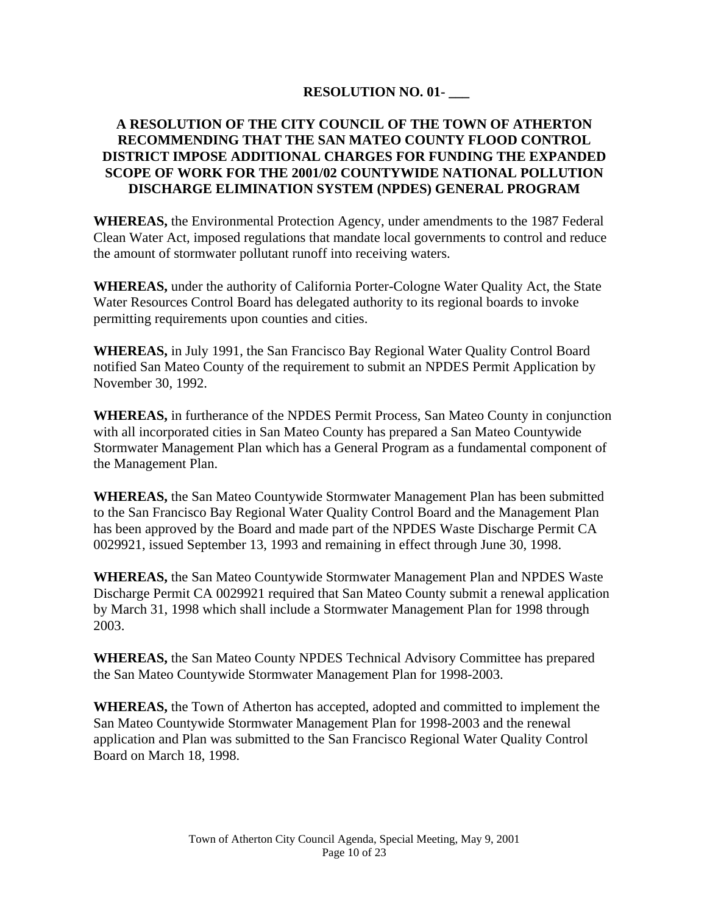**RESOLUTION NO. 01- \_\_\_**

**A RESOLUTION OF THE CITY COUNCIL OF THE TOWN OF ATHERTON RECOMMENDING THAT THE SAN MATEO COUNTY FLOOD CONTROL DISTRICT IMPOSE ADDITIONAL CHARGES FOR FUNDING THE EXPANDED SCOPE OF WORK FOR THE 2001/02 COUNTYWIDE NATIONAL POLLUTION DISCHARGE ELIMINATION SYSTEM (NPDES) GENERAL PROGRAM**

**WHEREAS,** the Environmental Protection Agency, under amendments to the 1987 Federal Clean Water Act, imposed regulations that mandate local governments to control and reduce the amount of stormwater pollutant runoff into receiving waters.

**WHEREAS,** under the authority of California Porter-Cologne Water Quality Act, the State Water Resources Control Board has delegated authority to its regional boards to invoke permitting requirements upon counties and cities.

**WHEREAS,** in July 1991, the San Francisco Bay Regional Water Quality Control Board notified San Mateo County of the requirement to submit an NPDES Permit Application by November 30, 1992.

**WHEREAS,** in furtherance of the NPDES Permit Process, San Mateo County in conjunction with all incorporated cities in San Mateo County has prepared a San Mateo Countywide Stormwater Management Plan which has a General Program as a fundamental component of the Management Plan.

**WHEREAS,** the San Mateo Countywide Stormwater Management Plan has been submitted to the San Francisco Bay Regional Water Quality Control Board and the Management Plan has been approved by the Board and made part of the NPDES Waste Discharge Permit CA 0029921, issued September 13, 1993 and remaining in effect through June 30, 1998.

**WHEREAS,** the San Mateo Countywide Stormwater Management Plan and NPDES Waste Discharge Permit CA 0029921 required that San Mateo County submit a renewal application by March 31, 1998 which shall include a Stormwater Management Plan for 1998 through 2003.

**WHEREAS,** the San Mateo County NPDES Technical Advisory Committee has prepared the San Mateo Countywide Stormwater Management Plan for 1998-2003.

**WHEREAS,** the Town of Atherton has accepted, adopted and committed to implement the San Mateo Countywide Stormwater Management Plan for 1998-2003 and the renewal application and Plan was submitted to the San Francisco Regional Water Quality Control Board on March 18, 1998.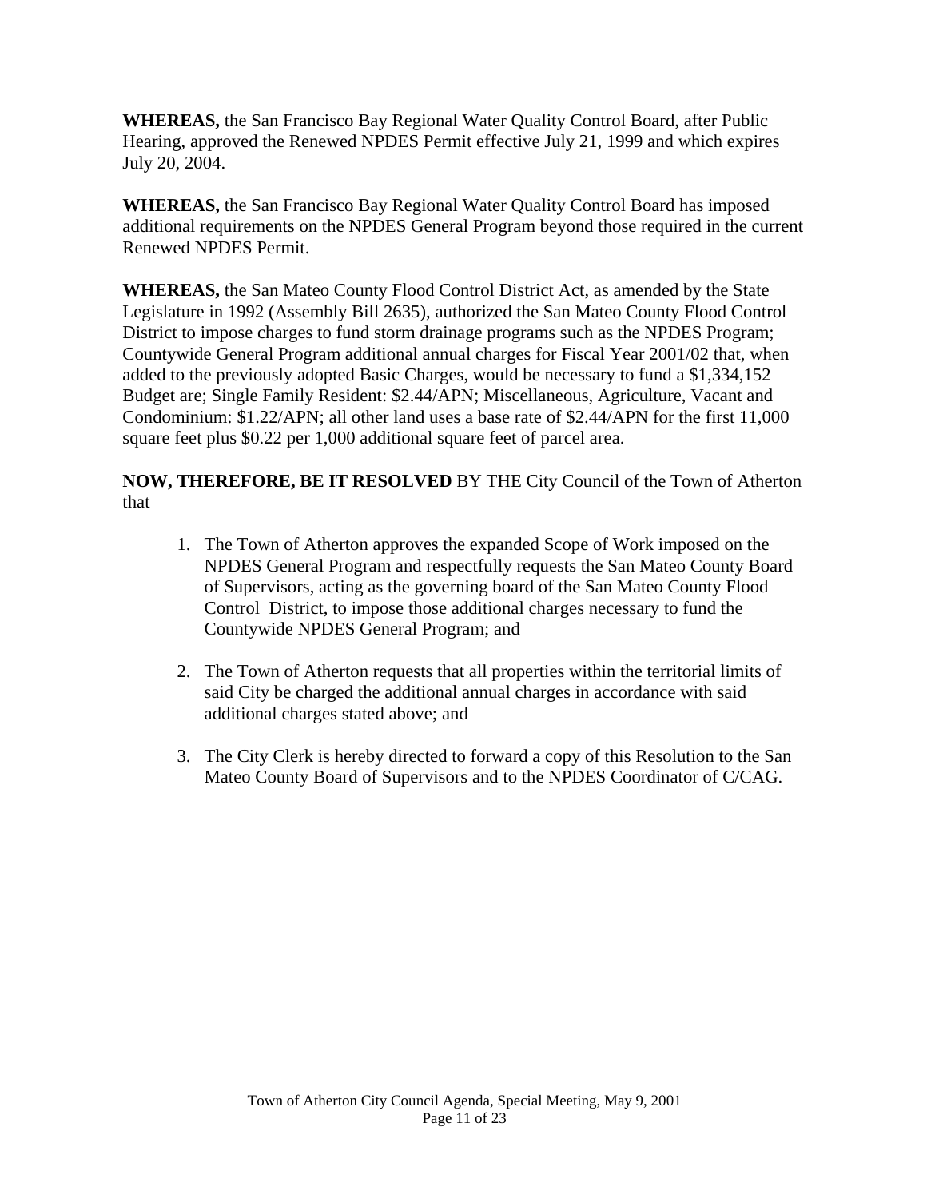**WHEREAS,** the San Francisco Bay Regional Water Quality Control Board, after Public Hearing, approved the Renewed NPDES Permit effective July 21, 1999 and which expires July 20, 2004.

**WHEREAS,** the San Francisco Bay Regional Water Quality Control Board has imposed additional requirements on the NPDES General Program beyond those required in the current Renewed NPDES Permit.

**WHEREAS,** the San Mateo County Flood Control District Act, as amended by the State Legislature in 1992 (Assembly Bill 2635), authorized the San Mateo County Flood Control District to impose charges to fund storm drainage programs such as the NPDES Program; Countywide General Program additional annual charges for Fiscal Year 2001/02 that, when added to the previously adopted Basic Charges, would be necessary to fund a $1,334,152 Budget are; Single Family Resident: $2.44/APN; Miscellaneous, Agriculture, Vacant and Condominium: $1.22/APN; all other land uses a base rate of $2.44/APN for the first 11,000 square feet plus $0.22 per 1,000 additional square feet of parcel area.

**NOW, THEREFORE, BE IT RESOLVED** BY THE City Council of the Town of Atherton that

1. The Town of Atherton approves the expanded Scope of Work imposed on the NPDES General Program and respectfully requests the San Mateo County Board of Supervisors, acting as the governing board of the San Mateo County Flood Control District, to impose those additional charges necessary to fund the Countywide NPDES General Program; and

2. The Town of Atherton requests that all properties within the territorial limits of said City be charged the additional annual charges in accordance with said additional charges stated above; and

3. The City Clerk is hereby directed to forward a copy of this Resolution to the San Mateo County Board of Supervisors and to the NPDES Coordinator of C/CAG.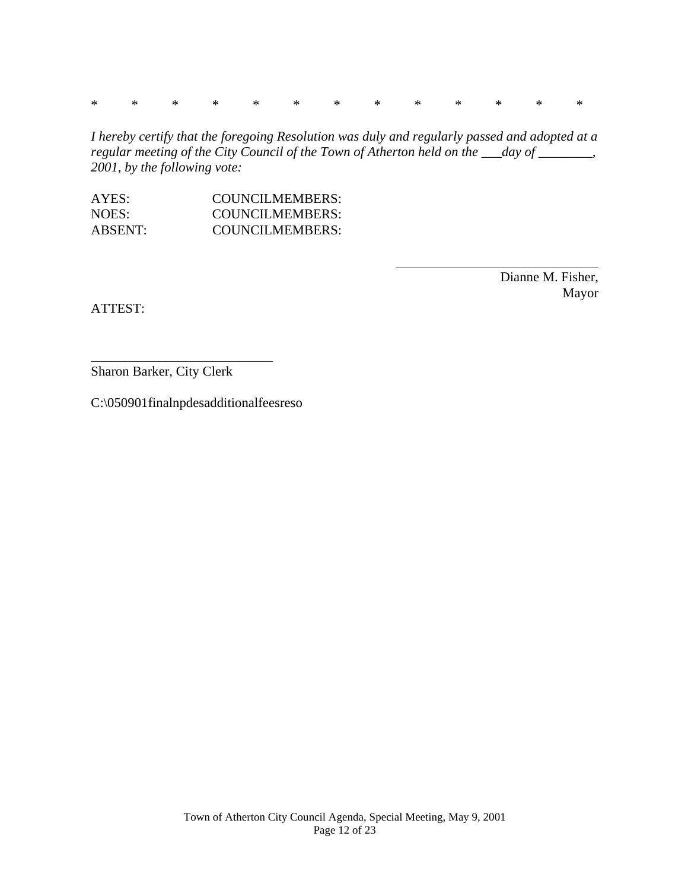*          *          *          *          *          *          *          *          *          *          *          *          *

*I hereby certify that the foregoing Resolution was duly and regularly passed and adopted at a regular meeting of the City Council of the Town of Atherton held on the ___day of ________, 2001, by the following vote:*

AYES: COUNCILMEMBERS:
NOES: COUNCILMEMBERS:
ABSENT: COUNCILMEMBERS:

\_\_\_\_\_\_\_\_\_\_\_\_\_\_\_\_\_\_\_\_\_\_\_\_\_\_\_\_\_\_\_\_
Dianne M. Fisher,
Mayor

ATTEST:

\_\_\_\_\_\_\_\_\_\_\_\_\_\_\_\_\_\_\_\_\_\_\_\_\_\_\_\_
Sharon Barker, City Clerk

C:\050901finalnpdesadditionalfeesreso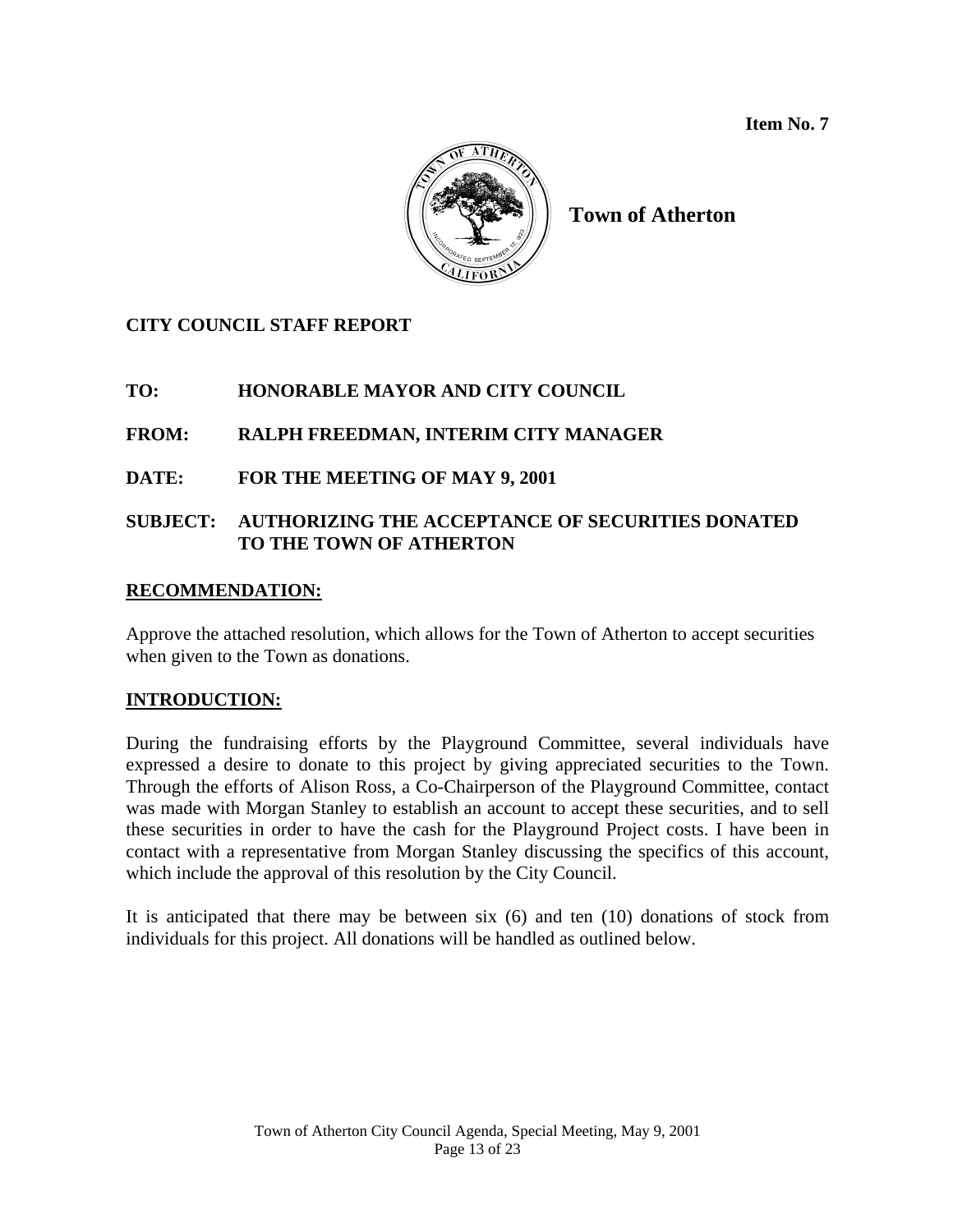**Item No. 7**

**Town of Atherton**

**CITY COUNCIL STAFF REPORT**

**TO: HONORABLE MAYOR AND CITY COUNCIL**

**FROM: RALPH FREEDMAN, INTERIM CITY MANAGER**

**DATE: FOR THE MEETING OF MAY 9, 2001**

**SUBJECT: AUTHORIZING THE ACCEPTANCE OF SECURITIES DONATED TO THE TOWN OF ATHERTON**

## RECOMMENDATION:

Approve the attached resolution, which allows for the Town of Atherton to accept securities when given to the Town as donations.

## INTRODUCTION:

During the fundraising efforts by the Playground Committee, several individuals have expressed a desire to donate to this project by giving appreciated securities to the Town. Through the efforts of Alison Ross, a Co-Chairperson of the Playground Committee, contact was made with Morgan Stanley to establish an account to accept these securities, and to sell these securities in order to have the cash for the Playground Project costs. I have been in contact with a representative from Morgan Stanley discussing the specifics of this account, which include the approval of this resolution by the City Council.

It is anticipated that there may be between six (6) and ten (10) donations of stock from individuals for this project. All donations will be handled as outlined below.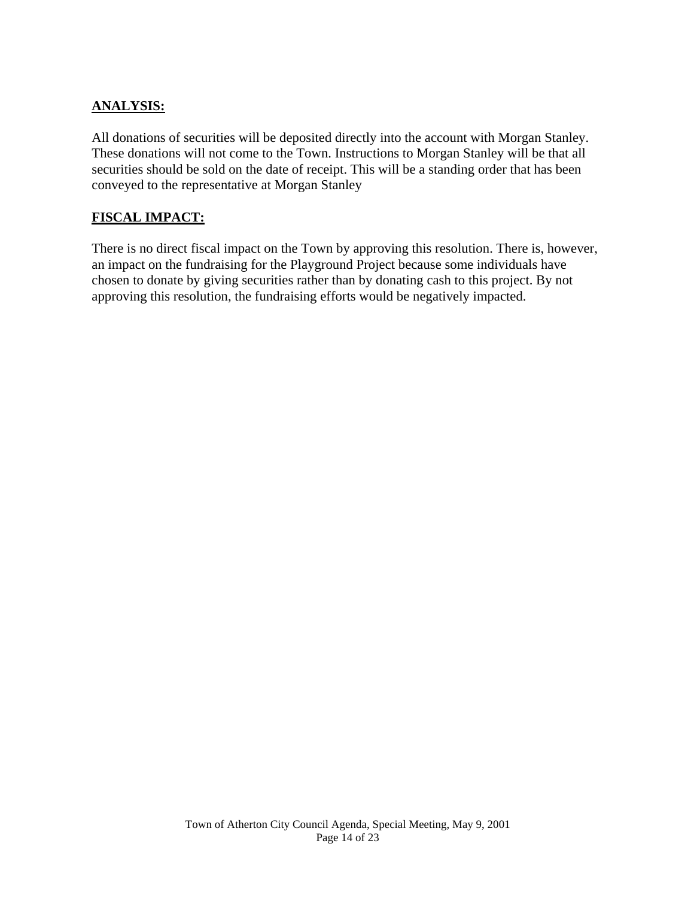## ANALYSIS:

All donations of securities will be deposited directly into the account with Morgan Stanley. These donations will not come to the Town. Instructions to Morgan Stanley will be that all securities should be sold on the date of receipt. This will be a standing order that has been conveyed to the representative at Morgan Stanley

## FISCAL IMPACT:

There is no direct fiscal impact on the Town by approving this resolution. There is, however, an impact on the fundraising for the Playground Project because some individuals have chosen to donate by giving securities rather than by donating cash to this project. By not approving this resolution, the fundraising efforts would be negatively impacted.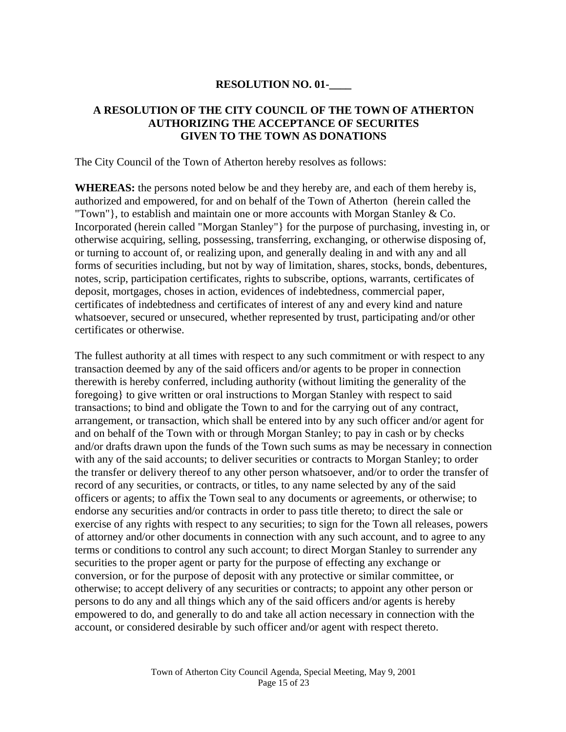**RESOLUTION NO. 01-____**

**A RESOLUTION OF THE CITY COUNCIL OF THE TOWN OF ATHERTON AUTHORIZING THE ACCEPTANCE OF SECURITES GIVEN TO THE TOWN AS DONATIONS**

The City Council of the Town of Atherton hereby resolves as follows:

**WHEREAS:** the persons noted below be and they hereby are, and each of them hereby is, authorized and empowered, for and on behalf of the Town of Atherton (herein called the "Town"}, to establish and maintain one or more accounts with Morgan Stanley & Co. Incorporated (herein called "Morgan Stanley"} for the purpose of purchasing, investing in, or otherwise acquiring, selling, possessing, transferring, exchanging, or otherwise disposing of, or turning to account of, or realizing upon, and generally dealing in and with any and all forms of securities including, but not by way of limitation, shares, stocks, bonds, debentures, notes, scrip, participation certificates, rights to subscribe, options, warrants, certificates of deposit, mortgages, choses in action, evidences of indebtedness, commercial paper, certificates of indebtedness and certificates of interest of any and every kind and nature whatsoever, secured or unsecured, whether represented by trust, participating and/or other certificates or otherwise.

The fullest authority at all times with respect to any such commitment or with respect to any transaction deemed by any of the said officers and/or agents to be proper in connection therewith is hereby conferred, including authority (without limiting the generality of the foregoing} to give written or oral instructions to Morgan Stanley with respect to said transactions; to bind and obligate the Town to and for the carrying out of any contract, arrangement, or transaction, which shall be entered into by any such officer and/or agent for and on behalf of the Town with or through Morgan Stanley; to pay in cash or by checks and/or drafts drawn upon the funds of the Town such sums as may be necessary in connection with any of the said accounts; to deliver securities or contracts to Morgan Stanley; to order the transfer or delivery thereof to any other person whatsoever, and/or to order the transfer of record of any securities, or contracts, or titles, to any name selected by any of the said officers or agents; to affix the Town seal to any documents or agreements, or otherwise; to endorse any securities and/or contracts in order to pass title thereto; to direct the sale or exercise of any rights with respect to any securities; to sign for the Town all releases, powers of attorney and/or other documents in connection with any such account, and to agree to any terms or conditions to control any such account; to direct Morgan Stanley to surrender any securities to the proper agent or party for the purpose of effecting any exchange or conversion, or for the purpose of deposit with any protective or similar committee, or otherwise; to accept delivery of any securities or contracts; to appoint any other person or persons to do any and all things which any of the said officers and/or agents is hereby empowered to do, and generally to do and take all action necessary in connection with the account, or considered desirable by such officer and/or agent with respect thereto.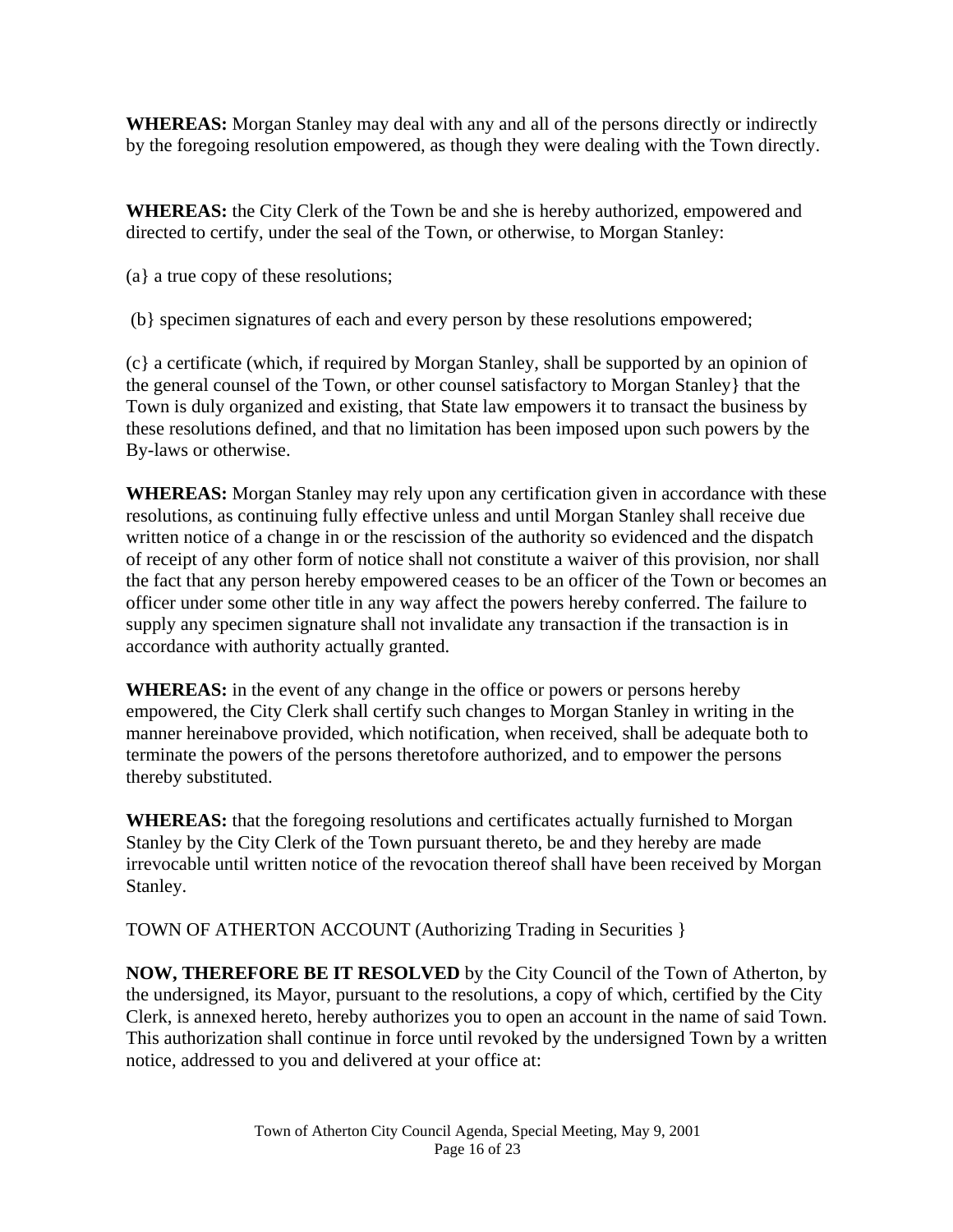**WHEREAS:** Morgan Stanley may deal with any and all of the persons directly or indirectly by the foregoing resolution empowered, as though they were dealing with the Town directly.

**WHEREAS:** the City Clerk of the Town be and she is hereby authorized, empowered and directed to certify, under the seal of the Town, or otherwise, to Morgan Stanley:

(a} a true copy of these resolutions;

(b} specimen signatures of each and every person by these resolutions empowered;

(c} a certificate (which, if required by Morgan Stanley, shall be supported by an opinion of the general counsel of the Town, or other counsel satisfactory to Morgan Stanley} that the Town is duly organized and existing, that State law empowers it to transact the business by these resolutions defined, and that no limitation has been imposed upon such powers by the By-laws or otherwise.

**WHEREAS:** Morgan Stanley may rely upon any certification given in accordance with these resolutions, as continuing fully effective unless and until Morgan Stanley shall receive due written notice of a change in or the rescission of the authority so evidenced and the dispatch of receipt of any other form of notice shall not constitute a waiver of this provision, nor shall the fact that any person hereby empowered ceases to be an officer of the Town or becomes an officer under some other title in any way affect the powers hereby conferred. The failure to supply any specimen signature shall not invalidate any transaction if the transaction is in accordance with authority actually granted.

**WHEREAS:** in the event of any change in the office or powers or persons hereby empowered, the City Clerk shall certify such changes to Morgan Stanley in writing in the manner hereinabove provided, which notification, when received, shall be adequate both to terminate the powers of the persons theretofore authorized, and to empower the persons thereby substituted.

**WHEREAS:** that the foregoing resolutions and certificates actually furnished to Morgan Stanley by the City Clerk of the Town pursuant thereto, be and they hereby are made irrevocable until written notice of the revocation thereof shall have been received by Morgan Stanley.

TOWN OF ATHERTON ACCOUNT (Authorizing Trading in Securities }

**NOW, THEREFORE BE IT RESOLVED** by the City Council of the Town of Atherton, by the undersigned, its Mayor, pursuant to the resolutions, a copy of which, certified by the City Clerk, is annexed hereto, hereby authorizes you to open an account in the name of said Town. This authorization shall continue in force until revoked by the undersigned Town by a written notice, addressed to you and delivered at your office at: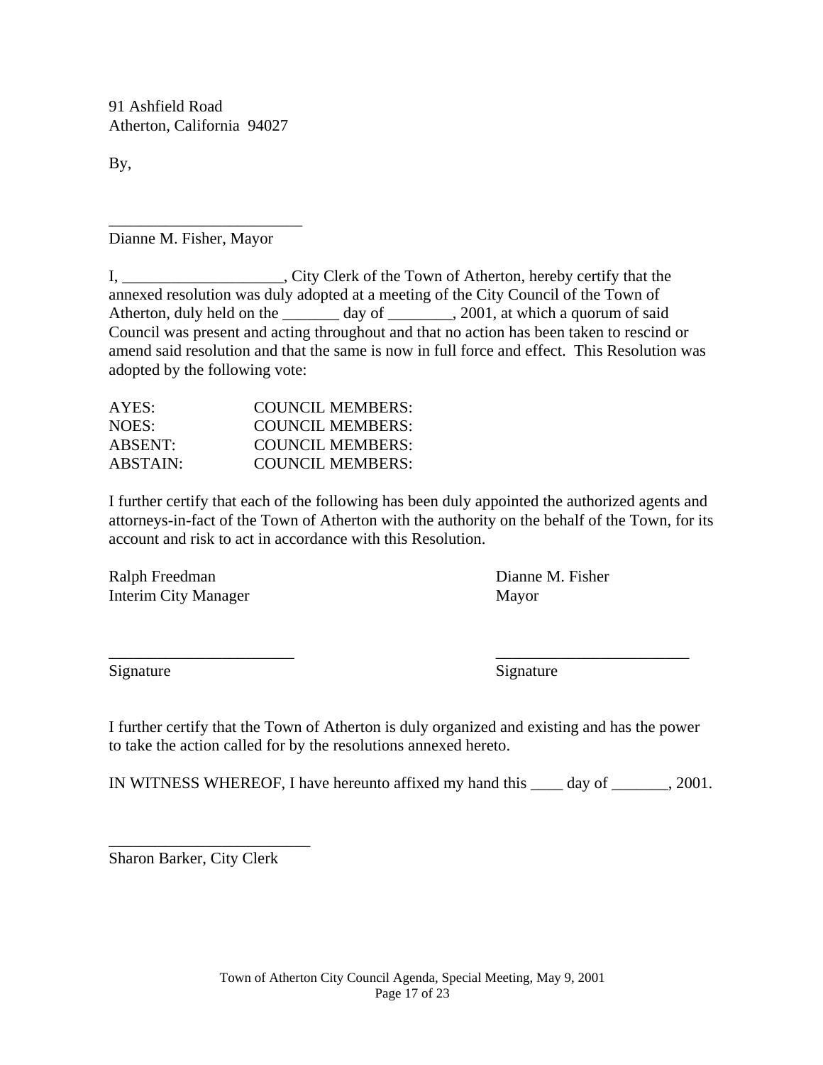91 Ashfield Road
Atherton, California 94027

By,

________________________
Dianne M. Fisher, Mayor

I, ____________________, City Clerk of the Town of Atherton, hereby certify that the annexed resolution was duly adopted at a meeting of the City Council of the Town of Atherton, duly held on the _______ day of ________, 2001, at which a quorum of said Council was present and acting throughout and that no action has been taken to rescind or amend said resolution and that the same is now in full force and effect. This Resolution was adopted by the following vote:

AYES: COUNCIL MEMBERS:
NOES: COUNCIL MEMBERS:
ABSENT: COUNCIL MEMBERS:
ABSTAIN: COUNCIL MEMBERS:

I further certify that each of the following has been duly appointed the authorized agents and attorneys-in-fact of the Town of Atherton with the authority on the behalf of the Town, for its account and risk to act in accordance with this Resolution.

Ralph Freedman
Interim City Manager

_______________________
Signature

Dianne M. Fisher
Mayor

________________________
Signature

I further certify that the Town of Atherton is duly organized and existing and has the power to take the action called for by the resolutions annexed hereto.

IN WITNESS WHEREOF, I have hereunto affixed my hand this ____ day of _______, 2001.

_________________________
Sharon Barker, City Clerk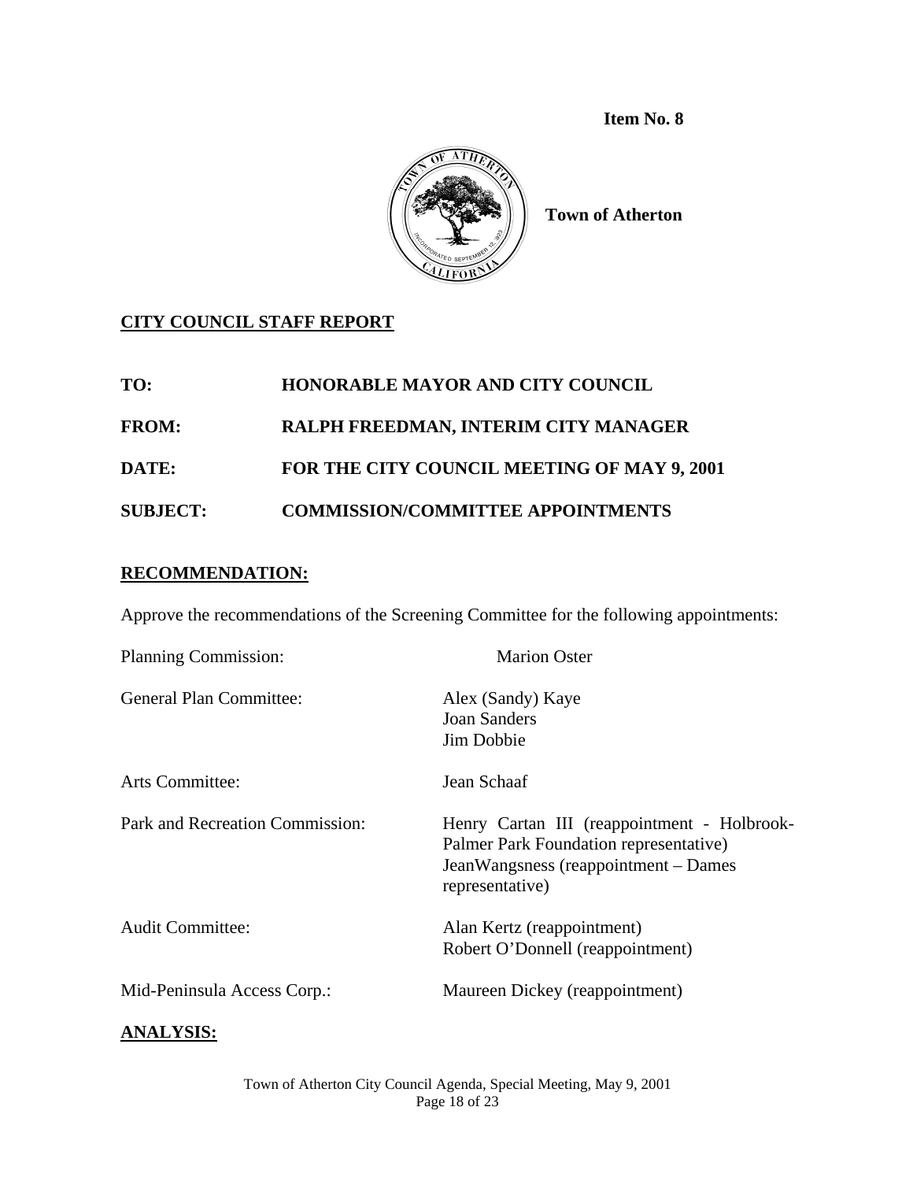**Item No. 8**

**Town of Atherton**

**CITY COUNCIL STAFF REPORT**

**TO:** HONORABLE MAYOR AND CITY COUNCIL

**FROM:** RALPH FREEDMAN, INTERIM CITY MANAGER

**DATE:** FOR THE CITY COUNCIL MEETING OF MAY 9, 2001

**SUBJECT:** COMMISSION/COMMITTEE APPOINTMENTS

**RECOMMENDATION:**

Approve the recommendations of the Screening Committee for the following appointments:

| | |
|---|---|
| Planning Commission: | Marion Oster |
| General Plan Committee: | Alex (Sandy) Kaye<br>Joan Sanders<br>Jim Dobbie |
| Arts Committee: | Jean Schaaf |
| Park and Recreation Commission: | Henry Cartan III (reappointment - Holbrook-Palmer Park Foundation representative)<br>JeanWangsness (reappointment – Dames representative) |
| Audit Committee: | Alan Kertz (reappointment)<br>Robert O'Donnell (reappointment) |
| Mid-Peninsula Access Corp.: | Maureen Dickey (reappointment) |

**ANALYSIS:**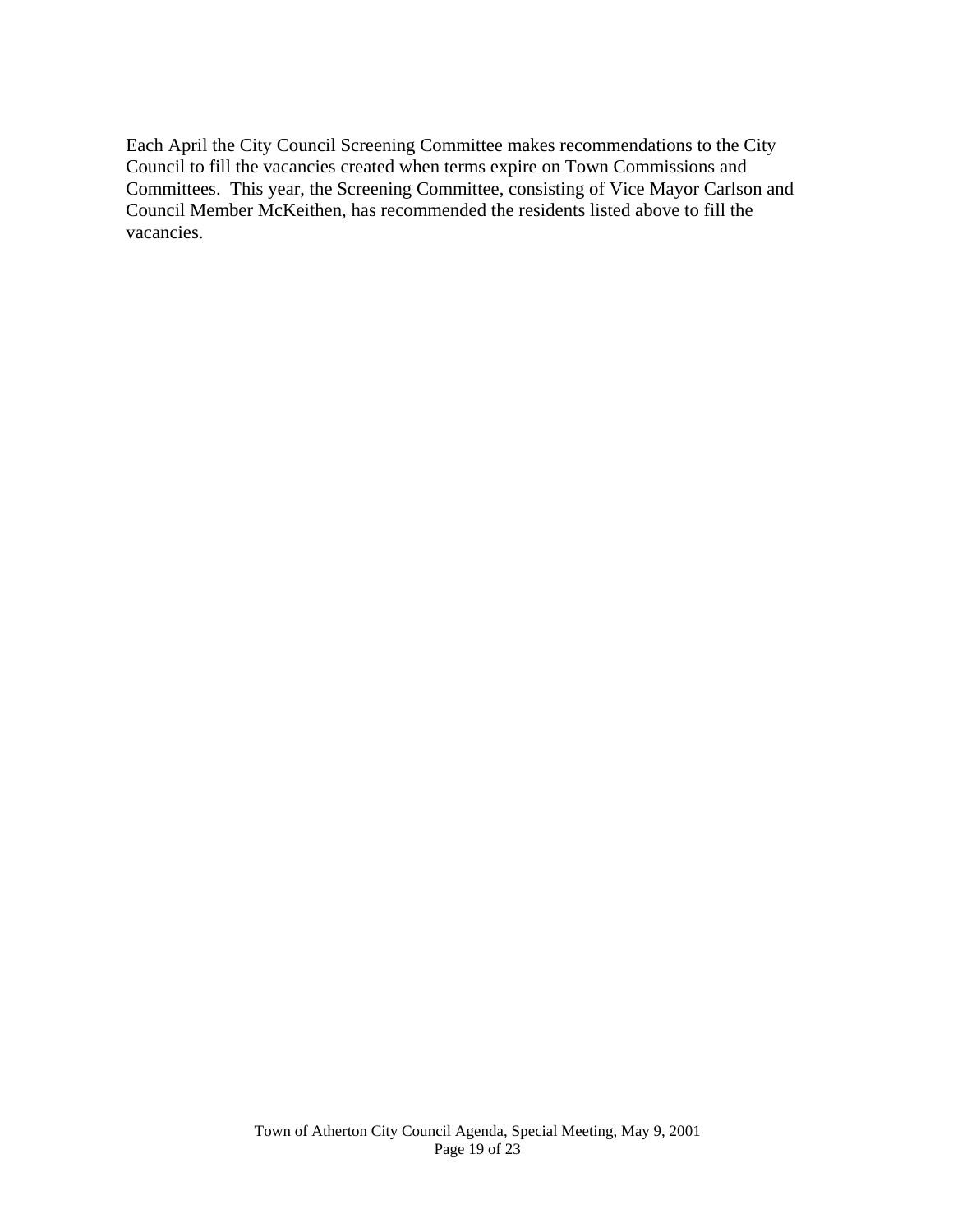Each April the City Council Screening Committee makes recommendations to the City Council to fill the vacancies created when terms expire on Town Commissions and Committees. This year, the Screening Committee, consisting of Vice Mayor Carlson and Council Member McKeithen, has recommended the residents listed above to fill the vacancies.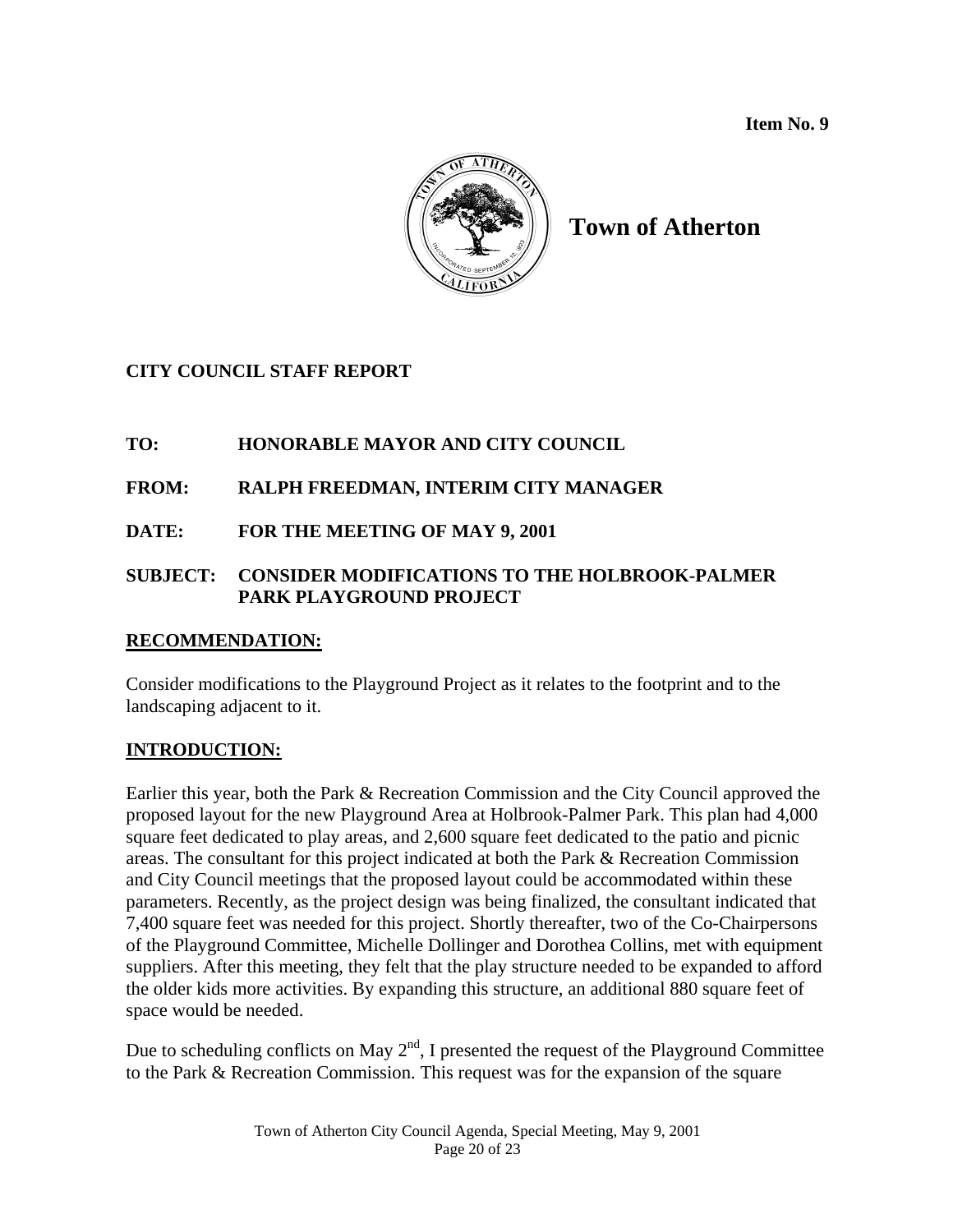**Item No. 9**

# Town of Atherton

**CITY COUNCIL STAFF REPORT**

**TO:** HONORABLE MAYOR AND CITY COUNCIL

**FROM:** RALPH FREEDMAN, INTERIM CITY MANAGER

**DATE:** FOR THE MEETING OF MAY 9, 2001

**SUBJECT:** CONSIDER MODIFICATIONS TO THE HOLBROOK-PALMER PARK PLAYGROUND PROJECT

## RECOMMENDATION:

Consider modifications to the Playground Project as it relates to the footprint and to the landscaping adjacent to it.

## INTRODUCTION:

Earlier this year, both the Park & Recreation Commission and the City Council approved the proposed layout for the new Playground Area at Holbrook-Palmer Park. This plan had 4,000 square feet dedicated to play areas, and 2,600 square feet dedicated to the patio and picnic areas. The consultant for this project indicated at both the Park & Recreation Commission and City Council meetings that the proposed layout could be accommodated within these parameters. Recently, as the project design was being finalized, the consultant indicated that 7,400 square feet was needed for this project. Shortly thereafter, two of the Co-Chairpersons of the Playground Committee, Michelle Dollinger and Dorothea Collins, met with equipment suppliers. After this meeting, they felt that the play structure needed to be expanded to afford the older kids more activities. By expanding this structure, an additional 880 square feet of space would be needed.

Due to scheduling conflicts on May 2nd, I presented the request of the Playground Committee to the Park & Recreation Commission. This request was for the expansion of the square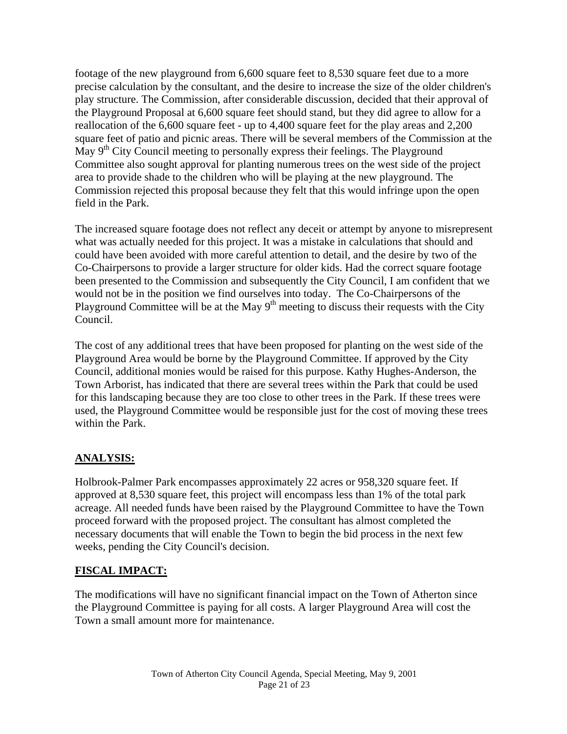footage of the new playground from 6,600 square feet to 8,530 square feet due to a more precise calculation by the consultant, and the desire to increase the size of the older children's play structure. The Commission, after considerable discussion, decided that their approval of the Playground Proposal at 6,600 square feet should stand, but they did agree to allow for a reallocation of the 6,600 square feet - up to 4,400 square feet for the play areas and 2,200 square feet of patio and picnic areas. There will be several members of the Commission at the May 9th City Council meeting to personally express their feelings. The Playground Committee also sought approval for planting numerous trees on the west side of the project area to provide shade to the children who will be playing at the new playground. The Commission rejected this proposal because they felt that this would infringe upon the open field in the Park.

The increased square footage does not reflect any deceit or attempt by anyone to misrepresent what was actually needed for this project. It was a mistake in calculations that should and could have been avoided with more careful attention to detail, and the desire by two of the Co-Chairpersons to provide a larger structure for older kids. Had the correct square footage been presented to the Commission and subsequently the City Council, I am confident that we would not be in the position we find ourselves into today. The Co-Chairpersons of the Playground Committee will be at the May 9th meeting to discuss their requests with the City Council.

The cost of any additional trees that have been proposed for planting on the west side of the Playground Area would be borne by the Playground Committee. If approved by the City Council, additional monies would be raised for this purpose. Kathy Hughes-Anderson, the Town Arborist, has indicated that there are several trees within the Park that could be used for this landscaping because they are too close to other trees in the Park. If these trees were used, the Playground Committee would be responsible just for the cost of moving these trees within the Park.

## ANALYSIS:

Holbrook-Palmer Park encompasses approximately 22 acres or 958,320 square feet. If approved at 8,530 square feet, this project will encompass less than 1% of the total park acreage. All needed funds have been raised by the Playground Committee to have the Town proceed forward with the proposed project. The consultant has almost completed the necessary documents that will enable the Town to begin the bid process in the next few weeks, pending the City Council's decision.

## FISCAL IMPACT:

The modifications will have no significant financial impact on the Town of Atherton since the Playground Committee is paying for all costs. A larger Playground Area will cost the Town a small amount more for maintenance.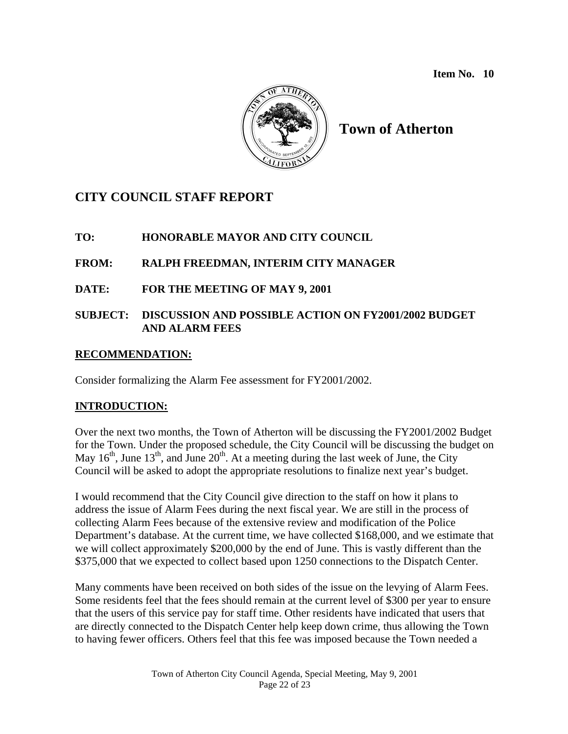**Item No. 10**

**Town of Atherton**

## CITY COUNCIL STAFF REPORT

**TO:** HONORABLE MAYOR AND CITY COUNCIL

**FROM:** RALPH FREEDMAN, INTERIM CITY MANAGER

**DATE:** FOR THE MEETING OF MAY 9, 2001

**SUBJECT:** DISCUSSION AND POSSIBLE ACTION ON FY2001/2002 BUDGET AND ALARM FEES

### RECOMMENDATION:

Consider formalizing the Alarm Fee assessment for FY2001/2002.

### INTRODUCTION:

Over the next two months, the Town of Atherton will be discussing the FY2001/2002 Budget for the Town. Under the proposed schedule, the City Council will be discussing the budget on May 16th, June 13th, and June 20th. At a meeting during the last week of June, the City Council will be asked to adopt the appropriate resolutions to finalize next year's budget.

I would recommend that the City Council give direction to the staff on how it plans to address the issue of Alarm Fees during the next fiscal year. We are still in the process of collecting Alarm Fees because of the extensive review and modification of the Police Department's database. At the current time, we have collected $168,000, and we estimate that we will collect approximately $200,000 by the end of June. This is vastly different than the $375,000 that we expected to collect based upon 1250 connections to the Dispatch Center.

Many comments have been received on both sides of the issue on the levying of Alarm Fees. Some residents feel that the fees should remain at the current level of $300 per year to ensure that the users of this service pay for staff time. Other residents have indicated that users that are directly connected to the Dispatch Center help keep down crime, thus allowing the Town to having fewer officers. Others feel that this fee was imposed because the Town needed a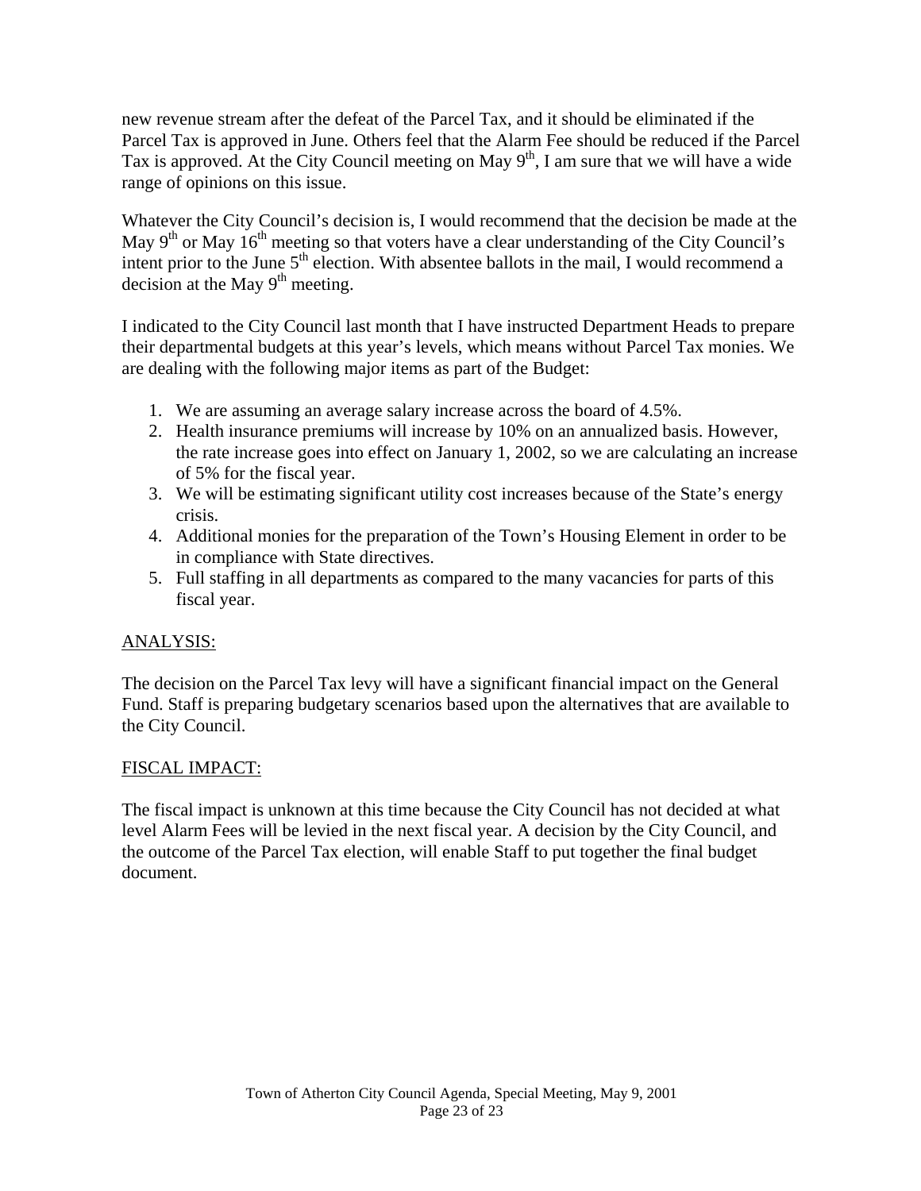new revenue stream after the defeat of the Parcel Tax, and it should be eliminated if the Parcel Tax is approved in June. Others feel that the Alarm Fee should be reduced if the Parcel Tax is approved. At the City Council meeting on May 9th, I am sure that we will have a wide range of opinions on this issue.

Whatever the City Council's decision is, I would recommend that the decision be made at the May 9th or May 16th meeting so that voters have a clear understanding of the City Council's intent prior to the June 5th election. With absentee ballots in the mail, I would recommend a decision at the May 9th meeting.

I indicated to the City Council last month that I have instructed Department Heads to prepare their departmental budgets at this year's levels, which means without Parcel Tax monies. We are dealing with the following major items as part of the Budget:

1. We are assuming an average salary increase across the board of 4.5%.
2. Health insurance premiums will increase by 10% on an annualized basis. However, the rate increase goes into effect on January 1, 2002, so we are calculating an increase of 5% for the fiscal year.
3. We will be estimating significant utility cost increases because of the State's energy crisis.
4. Additional monies for the preparation of the Town's Housing Element in order to be in compliance with State directives.
5. Full staffing in all departments as compared to the many vacancies for parts of this fiscal year.

<u>ANALYSIS:</u>

The decision on the Parcel Tax levy will have a significant financial impact on the General Fund. Staff is preparing budgetary scenarios based upon the alternatives that are available to the City Council.

<u>FISCAL IMPACT:</u>

The fiscal impact is unknown at this time because the City Council has not decided at what level Alarm Fees will be levied in the next fiscal year. A decision by the City Council, and the outcome of the Parcel Tax election, will enable Staff to put together the final budget document.